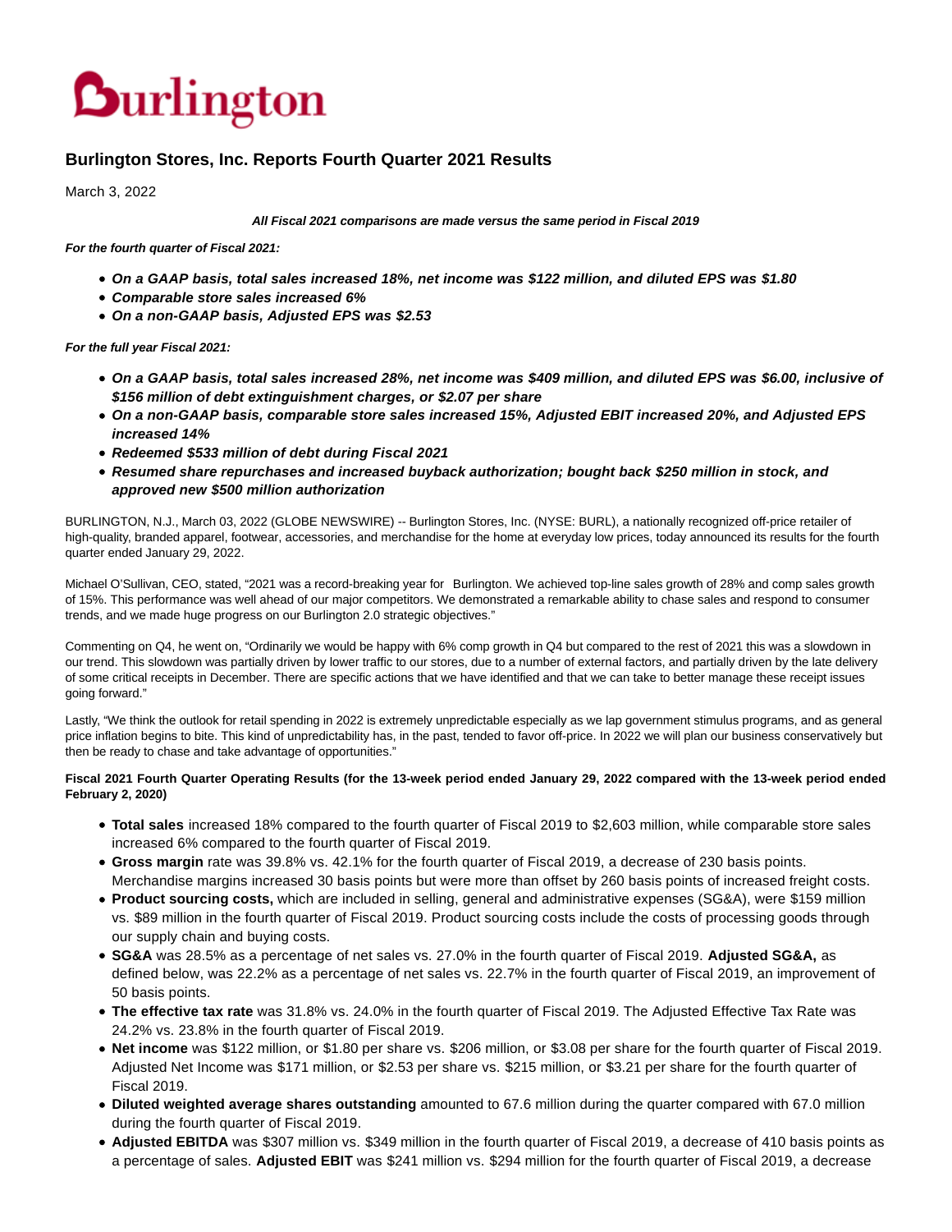# Burlington

## Burlington Stores, Inc. Reports Fourth Quarter 2021 Results

March 3, 2022

***All Fiscal 2021 comparisons are made versus the same period in Fiscal 2019***

***For the fourth quarter of Fiscal 2021:***

- ***On a GAAP basis, total sales increased 18%, net income was $122 million, and diluted EPS was $1.80***
- ***Comparable store sales increased 6%***
- ***On a non-GAAP basis, Adjusted EPS was $2.53***

***For the full year Fiscal 2021:***

- ***On a GAAP basis, total sales increased 28%, net income was $409 million, and diluted EPS was $6.00, inclusive of $156 million of debt extinguishment charges, or $2.07 per share***
- ***On a non-GAAP basis, comparable store sales increased 15%, Adjusted EBIT increased 20%, and Adjusted EPS increased 14%***
- ***Redeemed $533 million of debt during Fiscal 2021***
- ***Resumed share repurchases and increased buyback authorization; bought back $250 million in stock, and approved new $500 million authorization***

BURLINGTON, N.J., March 03, 2022 (GLOBE NEWSWIRE) -- Burlington Stores, Inc. (NYSE: BURL), a nationally recognized off-price retailer of high-quality, branded apparel, footwear, accessories, and merchandise for the home at everyday low prices, today announced its results for the fourth quarter ended January 29, 2022.

Michael O'Sullivan, CEO, stated, "2021 was a record-breaking year for Burlington. We achieved top-line sales growth of 28% and comp sales growth of 15%. This performance was well ahead of our major competitors. We demonstrated a remarkable ability to chase sales and respond to consumer trends, and we made huge progress on our Burlington 2.0 strategic objectives."

Commenting on Q4, he went on, "Ordinarily we would be happy with 6% comp growth in Q4 but compared to the rest of 2021 this was a slowdown in our trend. This slowdown was partially driven by lower traffic to our stores, due to a number of external factors, and partially driven by the late delivery of some critical receipts in December. There are specific actions that we have identified and that we can take to better manage these receipt issues going forward."

Lastly, "We think the outlook for retail spending in 2022 is extremely unpredictable especially as we lap government stimulus programs, and as general price inflation begins to bite. This kind of unpredictability has, in the past, tended to favor off-price. In 2022 we will plan our business conservatively but then be ready to chase and take advantage of opportunities."

**Fiscal 2021 Fourth Quarter Operating Results (for the 13-week period ended January 29, 2022 compared with the 13-week period ended February 2, 2020)**

- **Total sales** increased 18% compared to the fourth quarter of Fiscal 2019 to $2,603 million, while comparable store sales increased 6% compared to the fourth quarter of Fiscal 2019.
- **Gross margin** rate was 39.8% vs. 42.1% for the fourth quarter of Fiscal 2019, a decrease of 230 basis points. Merchandise margins increased 30 basis points but were more than offset by 260 basis points of increased freight costs.
- **Product sourcing costs,** which are included in selling, general and administrative expenses (SG&A), were $159 million vs. $89 million in the fourth quarter of Fiscal 2019. Product sourcing costs include the costs of processing goods through our supply chain and buying costs.
- **SG&A** was 28.5% as a percentage of net sales vs. 27.0% in the fourth quarter of Fiscal 2019. **Adjusted SG&A,** as defined below, was 22.2% as a percentage of net sales vs. 22.7% in the fourth quarter of Fiscal 2019, an improvement of 50 basis points.
- **The effective tax rate** was 31.8% vs. 24.0% in the fourth quarter of Fiscal 2019. The Adjusted Effective Tax Rate was 24.2% vs. 23.8% in the fourth quarter of Fiscal 2019.
- **Net income** was $122 million, or $1.80 per share vs. $206 million, or $3.08 per share for the fourth quarter of Fiscal 2019. Adjusted Net Income was $171 million, or $2.53 per share vs. $215 million, or $3.21 per share for the fourth quarter of Fiscal 2019.
- **Diluted weighted average shares outstanding** amounted to 67.6 million during the quarter compared with 67.0 million during the fourth quarter of Fiscal 2019.
- **Adjusted EBITDA** was $307 million vs. $349 million in the fourth quarter of Fiscal 2019, a decrease of 410 basis points as a percentage of sales. **Adjusted EBIT** was $241 million vs. $294 million for the fourth quarter of Fiscal 2019, a decrease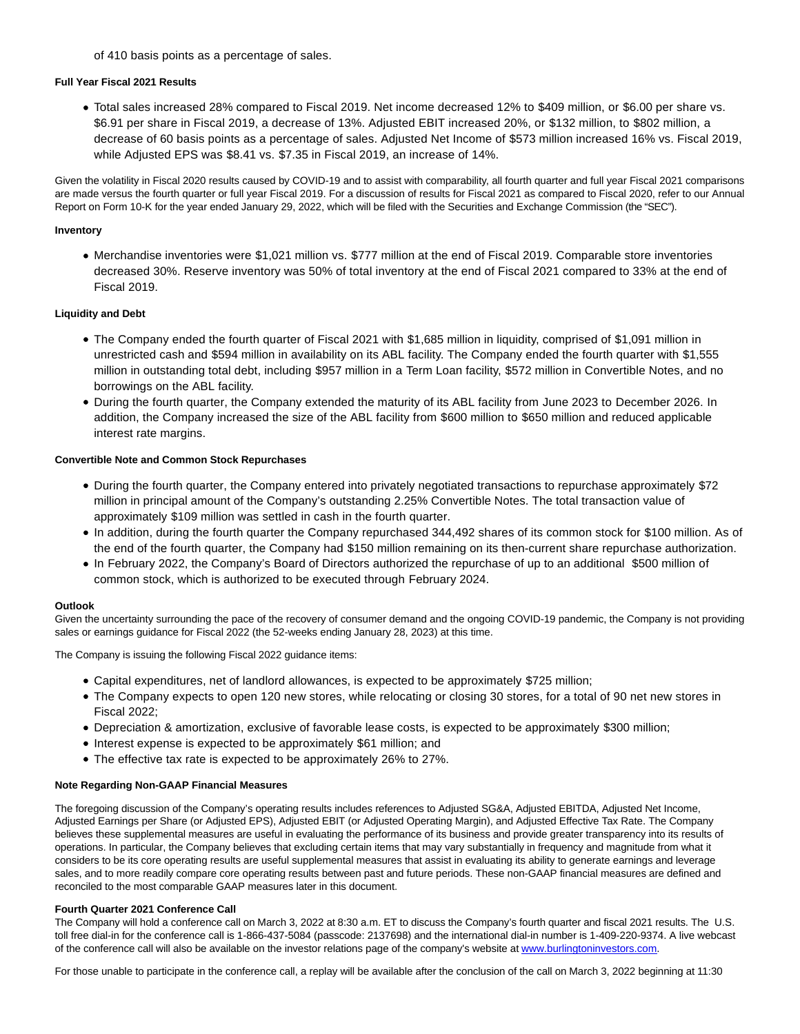of 410 basis points as a percentage of sales.

**Full Year Fiscal 2021 Results**

- Total sales increased 28% compared to Fiscal 2019. Net income decreased 12% to $409 million, or $6.00 per share vs. $6.91 per share in Fiscal 2019, a decrease of 13%. Adjusted EBIT increased 20%, or $132 million, to $802 million, a decrease of 60 basis points as a percentage of sales. Adjusted Net Income of $573 million increased 16% vs. Fiscal 2019, while Adjusted EPS was $8.41 vs. $7.35 in Fiscal 2019, an increase of 14%.

Given the volatility in Fiscal 2020 results caused by COVID-19 and to assist with comparability, all fourth quarter and full year Fiscal 2021 comparisons are made versus the fourth quarter or full year Fiscal 2019. For a discussion of results for Fiscal 2021 as compared to Fiscal 2020, refer to our Annual Report on Form 10-K for the year ended January 29, 2022, which will be filed with the Securities and Exchange Commission (the "SEC").

**Inventory**

- Merchandise inventories were $1,021 million vs. $777 million at the end of Fiscal 2019. Comparable store inventories decreased 30%. Reserve inventory was 50% of total inventory at the end of Fiscal 2021 compared to 33% at the end of Fiscal 2019.

**Liquidity and Debt**

- The Company ended the fourth quarter of Fiscal 2021 with $1,685 million in liquidity, comprised of $1,091 million in unrestricted cash and $594 million in availability on its ABL facility. The Company ended the fourth quarter with $1,555 million in outstanding total debt, including $957 million in a Term Loan facility, $572 million in Convertible Notes, and no borrowings on the ABL facility.
- During the fourth quarter, the Company extended the maturity of its ABL facility from June 2023 to December 2026. In addition, the Company increased the size of the ABL facility from $600 million to $650 million and reduced applicable interest rate margins.

**Convertible Note and Common Stock Repurchases**

- During the fourth quarter, the Company entered into privately negotiated transactions to repurchase approximately $72 million in principal amount of the Company's outstanding 2.25% Convertible Notes. The total transaction value of approximately $109 million was settled in cash in the fourth quarter.
- In addition, during the fourth quarter the Company repurchased 344,492 shares of its common stock for $100 million. As of the end of the fourth quarter, the Company had $150 million remaining on its then-current share repurchase authorization.
- In February 2022, the Company's Board of Directors authorized the repurchase of up to an additional $500 million of common stock, which is authorized to be executed through February 2024.

**Outlook**

Given the uncertainty surrounding the pace of the recovery of consumer demand and the ongoing COVID-19 pandemic, the Company is not providing sales or earnings guidance for Fiscal 2022 (the 52-weeks ending January 28, 2023) at this time.

The Company is issuing the following Fiscal 2022 guidance items:

- Capital expenditures, net of landlord allowances, is expected to be approximately $725 million;
- The Company expects to open 120 new stores, while relocating or closing 30 stores, for a total of 90 net new stores in Fiscal 2022;
- Depreciation & amortization, exclusive of favorable lease costs, is expected to be approximately $300 million;
- Interest expense is expected to be approximately $61 million; and
- The effective tax rate is expected to be approximately 26% to 27%.

**Note Regarding Non-GAAP Financial Measures**

The foregoing discussion of the Company's operating results includes references to Adjusted SG&A, Adjusted EBITDA, Adjusted Net Income, Adjusted Earnings per Share (or Adjusted EPS), Adjusted EBIT (or Adjusted Operating Margin), and Adjusted Effective Tax Rate. The Company believes these supplemental measures are useful in evaluating the performance of its business and provide greater transparency into its results of operations. In particular, the Company believes that excluding certain items that may vary substantially in frequency and magnitude from what it considers to be its core operating results are useful supplemental measures that assist in evaluating its ability to generate earnings and leverage sales, and to more readily compare core operating results between past and future periods. These non-GAAP financial measures are defined and reconciled to the most comparable GAAP measures later in this document.

**Fourth Quarter 2021 Conference Call**

The Company will hold a conference call on March 3, 2022 at 8:30 a.m. ET to discuss the Company's fourth quarter and fiscal 2021 results. The U.S. toll free dial-in for the conference call is 1-866-437-5084 (passcode: 2137698) and the international dial-in number is 1-409-220-9374. A live webcast of the conference call will also be available on the investor relations page of the company's website at [www.burlingtoninvestors.com](http://www.burlingtoninvestors.com).

For those unable to participate in the conference call, a replay will be available after the conclusion of the call on March 3, 2022 beginning at 11:30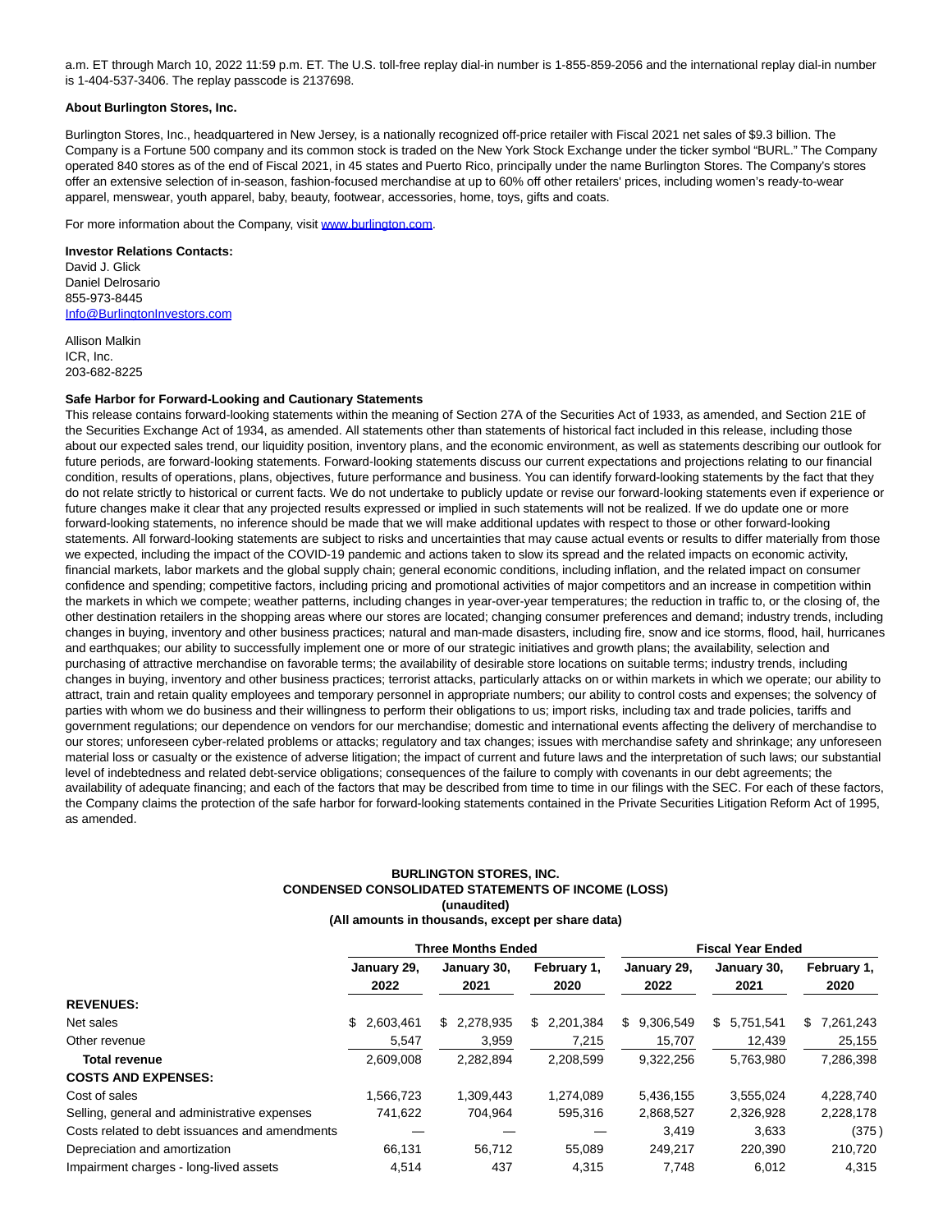a.m. ET through March 10, 2022 11:59 p.m. ET. The U.S. toll-free replay dial-in number is 1-855-859-2056 and the international replay dial-in number is 1-404-537-3406. The replay passcode is 2137698.

**About Burlington Stores, Inc.**

Burlington Stores, Inc., headquartered in New Jersey, is a nationally recognized off-price retailer with Fiscal 2021 net sales of $9.3 billion. The Company is a Fortune 500 company and its common stock is traded on the New York Stock Exchange under the ticker symbol "BURL." The Company operated 840 stores as of the end of Fiscal 2021, in 45 states and Puerto Rico, principally under the name Burlington Stores. The Company's stores offer an extensive selection of in-season, fashion-focused merchandise at up to 60% off other retailers' prices, including women's ready-to-wear apparel, menswear, youth apparel, baby, beauty, footwear, accessories, home, toys, gifts and coats.

For more information about the Company, visit www.burlington.com.

**Investor Relations Contacts:**
David J. Glick
Daniel Delrosario
855-973-8445
Info@BurlingtonInvestors.com

Allison Malkin
ICR, Inc.
203-682-8225

**Safe Harbor for Forward-Looking and Cautionary Statements**

This release contains forward-looking statements within the meaning of Section 27A of the Securities Act of 1933, as amended, and Section 21E of the Securities Exchange Act of 1934, as amended. All statements other than statements of historical fact included in this release, including those about our expected sales trend, our liquidity position, inventory plans, and the economic environment, as well as statements describing our outlook for future periods, are forward-looking statements. Forward-looking statements discuss our current expectations and projections relating to our financial condition, results of operations, plans, objectives, future performance and business. You can identify forward-looking statements by the fact that they do not relate strictly to historical or current facts. We do not undertake to publicly update or revise our forward-looking statements even if experience or future changes make it clear that any projected results expressed or implied in such statements will not be realized. If we do update one or more forward-looking statements, no inference should be made that we will make additional updates with respect to those or other forward-looking statements. All forward-looking statements are subject to risks and uncertainties that may cause actual events or results to differ materially from those we expected, including the impact of the COVID-19 pandemic and actions taken to slow its spread and the related impacts on economic activity, financial markets, labor markets and the global supply chain; general economic conditions, including inflation, and the related impact on consumer confidence and spending; competitive factors, including pricing and promotional activities of major competitors and an increase in competition within the markets in which we compete; weather patterns, including changes in year-over-year temperatures; the reduction in traffic to, or the closing of, the other destination retailers in the shopping areas where our stores are located; changing consumer preferences and demand; industry trends, including changes in buying, inventory and other business practices; natural and man-made disasters, including fire, snow and ice storms, flood, hail, hurricanes and earthquakes; our ability to successfully implement one or more of our strategic initiatives and growth plans; the availability, selection and purchasing of attractive merchandise on favorable terms; the availability of desirable store locations on suitable terms; industry trends, including changes in buying, inventory and other business practices; terrorist attacks, particularly attacks on or within markets in which we operate; our ability to attract, train and retain quality employees and temporary personnel in appropriate numbers; our ability to control costs and expenses; the solvency of parties with whom we do business and their willingness to perform their obligations to us; import risks, including tax and trade policies, tariffs and government regulations; our dependence on vendors for our merchandise; domestic and international events affecting the delivery of merchandise to our stores; unforeseen cyber-related problems or attacks; regulatory and tax changes; issues with merchandise safety and shrinkage; any unforeseen material loss or casualty or the existence of adverse litigation; the impact of current and future laws and the interpretation of such laws; our substantial level of indebtedness and related debt-service obligations; consequences of the failure to comply with covenants in our debt agreements; the availability of adequate financing; and each of the factors that may be described from time to time in our filings with the SEC. For each of these factors, the Company claims the protection of the safe harbor for forward-looking statements contained in the Private Securities Litigation Reform Act of 1995, as amended.

**BURLINGTON STORES, INC.**
**CONDENSED CONSOLIDATED STATEMENTS OF INCOME (LOSS)**
**(unaudited)**
**(All amounts in thousands, except per share data)**

| | Three Months Ended | | | Fiscal Year Ended | | |
|---|---|---|---|---|---|---|
| | January 29, 2022 | January 30, 2021 | February 1, 2020 | January 29, 2022 | January 30, 2021 | February 1, 2020 |
| **REVENUES:** | | | | | | |
| Net sales | $ 2,603,461 | $ 2,278,935 | $ 2,201,384 | $ 9,306,549 | $ 5,751,541 | $ 7,261,243 |
| Other revenue | 5,547 | 3,959 | 7,215 | 15,707 | 12,439 | 25,155 |
| **Total revenue** | 2,609,008 | 2,282,894 | 2,208,599 | 9,322,256 | 5,763,980 | 7,286,398 |
| **COSTS AND EXPENSES:** | | | | | | |
| Cost of sales | 1,566,723 | 1,309,443 | 1,274,089 | 5,436,155 | 3,555,024 | 4,228,740 |
| Selling, general and administrative expenses | 741,622 | 704,964 | 595,316 | 2,868,527 | 2,326,928 | 2,228,178 |
| Costs related to debt issuances and amendments | — | — | — | 3,419 | 3,633 | (375) |
| Depreciation and amortization | 66,131 | 56,712 | 55,089 | 249,217 | 220,390 | 210,720 |
| Impairment charges - long-lived assets | 4,514 | 437 | 4,315 | 7,748 | 6,012 | 4,315 |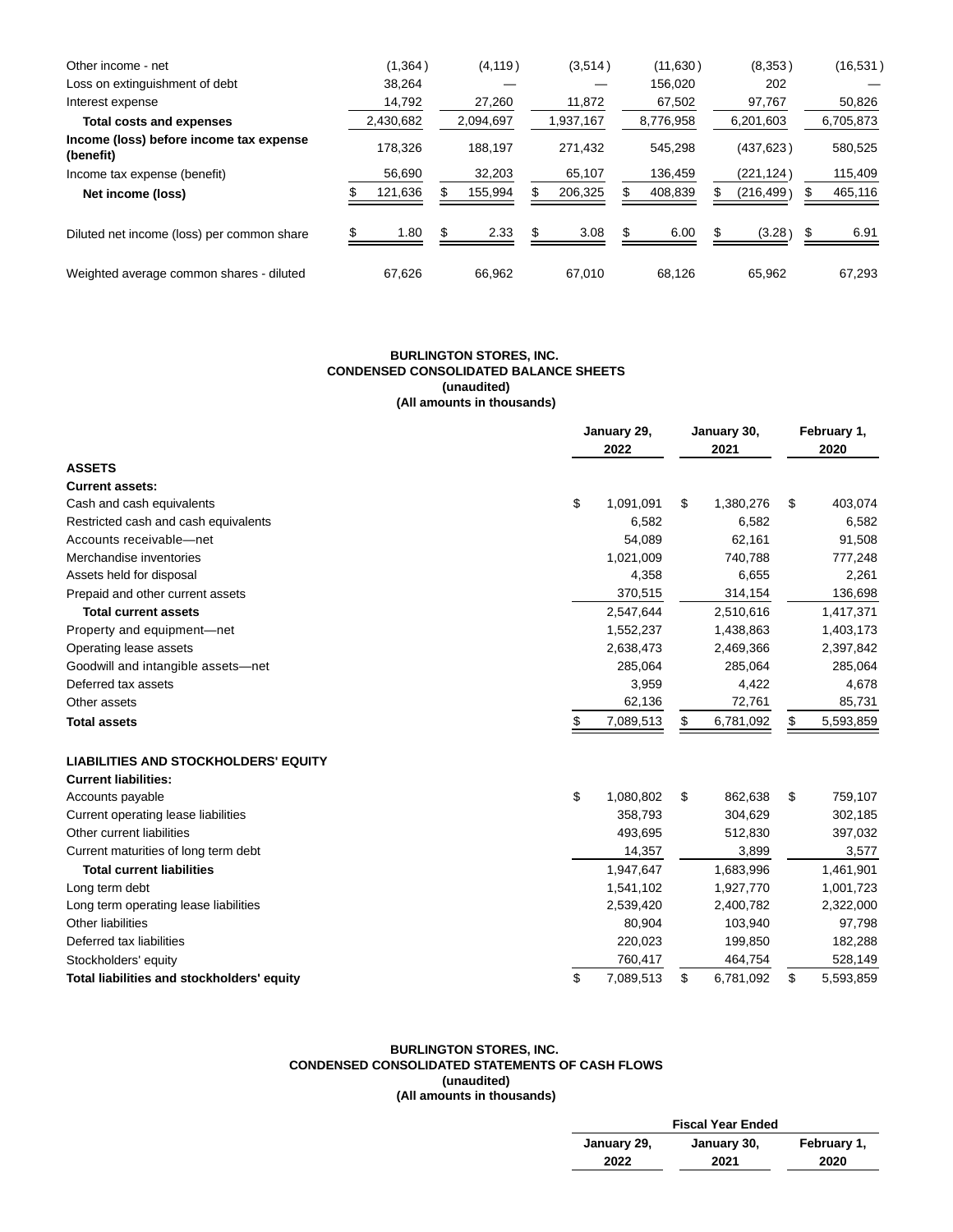| | | | | | | |
|---|---|---|---|---|---|---|
| Other income - net | (1,364) | (4,119) | (3,514) | (11,630) | (8,353) | (16,531) |
| Loss on extinguishment of debt | 38,264 | — | — | 156,020 | 202 | — |
| Interest expense | 14,792 | 27,260 | 11,872 | 67,502 | 97,767 | 50,826 |
| **Total costs and expenses** | 2,430,682 | 2,094,697 | 1,937,167 | 8,776,958 | 6,201,603 | 6,705,873 |
| **Income (loss) before income tax expense (benefit)** | 178,326 | 188,197 | 271,432 | 545,298 | (437,623) | 580,525 |
| Income tax expense (benefit) | 56,690 | 32,203 | 65,107 | 136,459 | (221,124) | 115,409 |
| **Net income (loss)** | $ 121,636 | $ 155,994 | $ 206,325 | $ 408,839 | $ (216,499) | $ 465,116 |
| Diluted net income (loss) per common share | $ 1.80 | $ 2.33 | $ 3.08 | $ 6.00 | $ (3.28) | $ 6.91 |
| Weighted average common shares - diluted | 67,626 | 66,962 | 67,010 | 68,126 | 65,962 | 67,293 |

**BURLINGTON STORES, INC.**
**CONDENSED CONSOLIDATED BALANCE SHEETS**
**(unaudited)**
**(All amounts in thousands)**

| | January 29, 2022 | January 30, 2021 | February 1, 2020 |
|---|---|---|---|
| **ASSETS** | | | |
| **Current assets:** | | | |
| Cash and cash equivalents | $ 1,091,091 | $ 1,380,276 | $ 403,074 |
| Restricted cash and cash equivalents | 6,582 | 6,582 | 6,582 |
| Accounts receivable—net | 54,089 | 62,161 | 91,508 |
| Merchandise inventories | 1,021,009 | 740,788 | 777,248 |
| Assets held for disposal | 4,358 | 6,655 | 2,261 |
| Prepaid and other current assets | 370,515 | 314,154 | 136,698 |
| **Total current assets** | 2,547,644 | 2,510,616 | 1,417,371 |
| Property and equipment—net | 1,552,237 | 1,438,863 | 1,403,173 |
| Operating lease assets | 2,638,473 | 2,469,366 | 2,397,842 |
| Goodwill and intangible assets—net | 285,064 | 285,064 | 285,064 |
| Deferred tax assets | 3,959 | 4,422 | 4,678 |
| Other assets | 62,136 | 72,761 | 85,731 |
| **Total assets** | $ 7,089,513 | $ 6,781,092 | $ 5,593,859 |
| **LIABILITIES AND STOCKHOLDERS' EQUITY** | | | |
| **Current liabilities:** | | | |
| Accounts payable | $ 1,080,802 | $ 862,638 | $ 759,107 |
| Current operating lease liabilities | 358,793 | 304,629 | 302,185 |
| Other current liabilities | 493,695 | 512,830 | 397,032 |
| Current maturities of long term debt | 14,357 | 3,899 | 3,577 |
| **Total current liabilities** | 1,947,647 | 1,683,996 | 1,461,901 |
| Long term debt | 1,541,102 | 1,927,770 | 1,001,723 |
| Long term operating lease liabilities | 2,539,420 | 2,400,782 | 2,322,000 |
| Other liabilities | 80,904 | 103,940 | 97,798 |
| Deferred tax liabilities | 220,023 | 199,850 | 182,288 |
| Stockholders' equity | 760,417 | 464,754 | 528,149 |
| **Total liabilities and stockholders' equity** | $ 7,089,513 | $ 6,781,092 | $ 5,593,859 |

**BURLINGTON STORES, INC.**
**CONDENSED CONSOLIDATED STATEMENTS OF CASH FLOWS**
**(unaudited)**
**(All amounts in thousands)**

| | Fiscal Year Ended | | |
|---|---|---|---|
| | January 29, 2022 | January 30, 2021 | February 1, 2020 |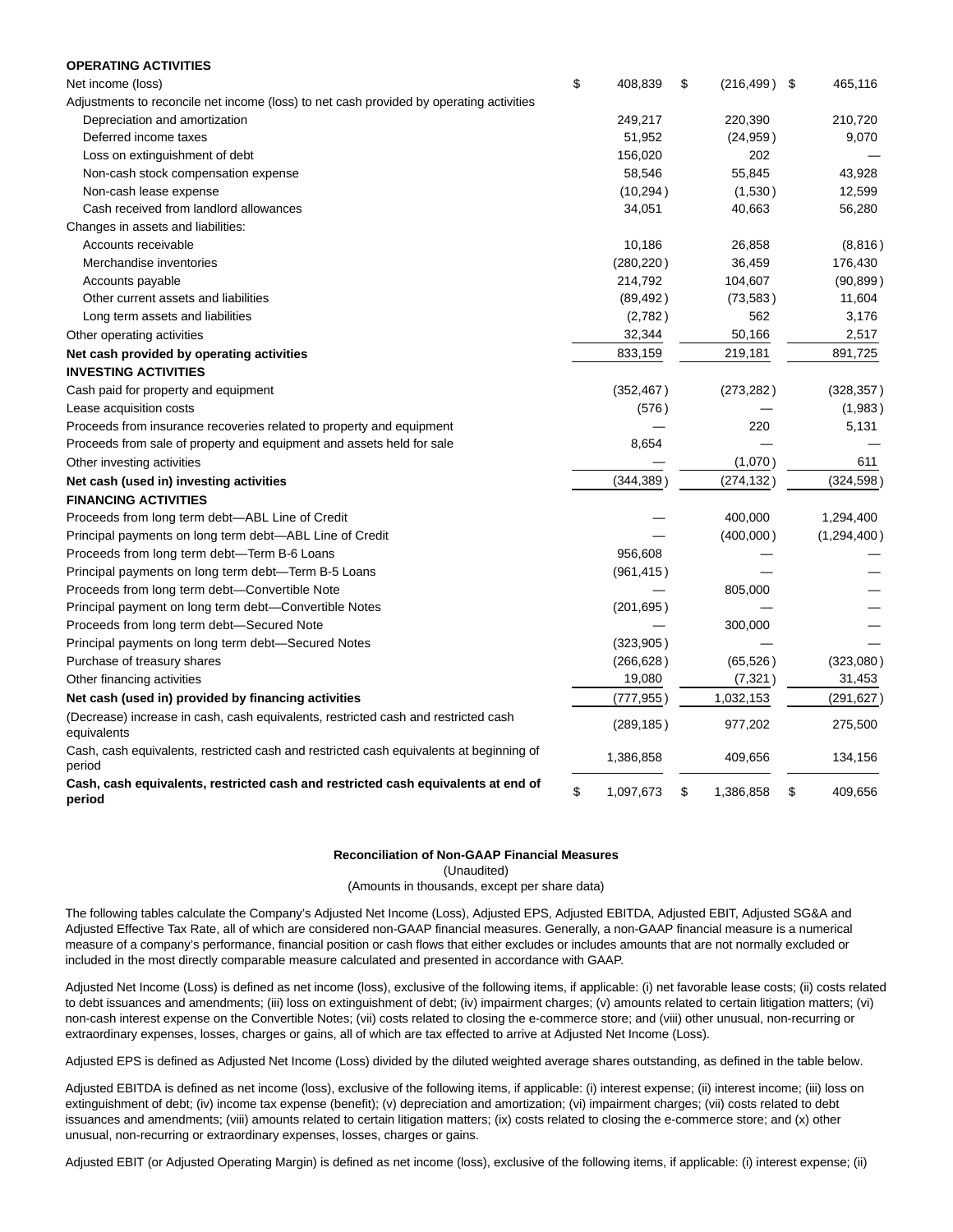| | | | |
|---|---|---|---|
| **OPERATING ACTIVITIES** | | | |
| Net income (loss) | $ 408,839 | $ (216,499) | $ 465,116 |
| Adjustments to reconcile net income (loss) to net cash provided by operating activities | | | |
| Depreciation and amortization | 249,217 | 220,390 | 210,720 |
| Deferred income taxes | 51,952 | (24,959) | 9,070 |
| Loss on extinguishment of debt | 156,020 | 202 | — |
| Non-cash stock compensation expense | 58,546 | 55,845 | 43,928 |
| Non-cash lease expense | (10,294) | (1,530) | 12,599 |
| Cash received from landlord allowances | 34,051 | 40,663 | 56,280 |
| Changes in assets and liabilities: | | | |
| Accounts receivable | 10,186 | 26,858 | (8,816) |
| Merchandise inventories | (280,220) | 36,459 | 176,430 |
| Accounts payable | 214,792 | 104,607 | (90,899) |
| Other current assets and liabilities | (89,492) | (73,583) | 11,604 |
| Long term assets and liabilities | (2,782) | 562 | 3,176 |
| Other operating activities | 32,344 | 50,166 | 2,517 |
| **Net cash provided by operating activities** | 833,159 | 219,181 | 891,725 |
| **INVESTING ACTIVITIES** | | | |
| Cash paid for property and equipment | (352,467) | (273,282) | (328,357) |
| Lease acquisition costs | (576) | — | (1,983) |
| Proceeds from insurance recoveries related to property and equipment | — | 220 | 5,131 |
| Proceeds from sale of property and equipment and assets held for sale | 8,654 | — | — |
| Other investing activities | — | (1,070) | 611 |
| **Net cash (used in) investing activities** | (344,389) | (274,132) | (324,598) |
| **FINANCING ACTIVITIES** | | | |
| Proceeds from long term debt—ABL Line of Credit | — | 400,000 | 1,294,400 |
| Principal payments on long term debt—ABL Line of Credit | — | (400,000) | (1,294,400) |
| Proceeds from long term debt—Term B-6 Loans | 956,608 | — | — |
| Principal payments on long term debt—Term B-5 Loans | (961,415) | — | — |
| Proceeds from long term debt—Convertible Note | — | 805,000 | — |
| Principal payment on long term debt—Convertible Notes | (201,695) | — | — |
| Proceeds from long term debt—Secured Note | — | 300,000 | — |
| Principal payments on long term debt—Secured Notes | (323,905) | — | — |
| Purchase of treasury shares | (266,628) | (65,526) | (323,080) |
| Other financing activities | 19,080 | (7,321) | 31,453 |
| **Net cash (used in) provided by financing activities** | (777,955) | 1,032,153 | (291,627) |
| (Decrease) increase in cash, cash equivalents, restricted cash and restricted cash equivalents | (289,185) | 977,202 | 275,500 |
| Cash, cash equivalents, restricted cash and restricted cash equivalents at beginning of period | 1,386,858 | 409,656 | 134,156 |
| **Cash, cash equivalents, restricted cash and restricted cash equivalents at end of period** | $ 1,097,673 | $ 1,386,858 | $ 409,656 |

**Reconciliation of Non-GAAP Financial Measures**

(Unaudited)

(Amounts in thousands, except per share data)

The following tables calculate the Company's Adjusted Net Income (Loss), Adjusted EPS, Adjusted EBITDA, Adjusted EBIT, Adjusted SG&A and Adjusted Effective Tax Rate, all of which are considered non-GAAP financial measures. Generally, a non-GAAP financial measure is a numerical measure of a company's performance, financial position or cash flows that either excludes or includes amounts that are not normally excluded or included in the most directly comparable measure calculated and presented in accordance with GAAP.

Adjusted Net Income (Loss) is defined as net income (loss), exclusive of the following items, if applicable: (i) net favorable lease costs; (ii) costs related to debt issuances and amendments; (iii) loss on extinguishment of debt; (iv) impairment charges; (v) amounts related to certain litigation matters; (vi) non-cash interest expense on the Convertible Notes; (vii) costs related to closing the e-commerce store; and (viii) other unusual, non-recurring or extraordinary expenses, losses, charges or gains, all of which are tax effected to arrive at Adjusted Net Income (Loss).

Adjusted EPS is defined as Adjusted Net Income (Loss) divided by the diluted weighted average shares outstanding, as defined in the table below.

Adjusted EBITDA is defined as net income (loss), exclusive of the following items, if applicable: (i) interest expense; (ii) interest income; (iii) loss on extinguishment of debt; (iv) income tax expense (benefit); (v) depreciation and amortization; (vi) impairment charges; (vii) costs related to debt issuances and amendments; (viii) amounts related to certain litigation matters; (ix) costs related to closing the e-commerce store; and (x) other unusual, non-recurring or extraordinary expenses, losses, charges or gains.

Adjusted EBIT (or Adjusted Operating Margin) is defined as net income (loss), exclusive of the following items, if applicable: (i) interest expense; (ii)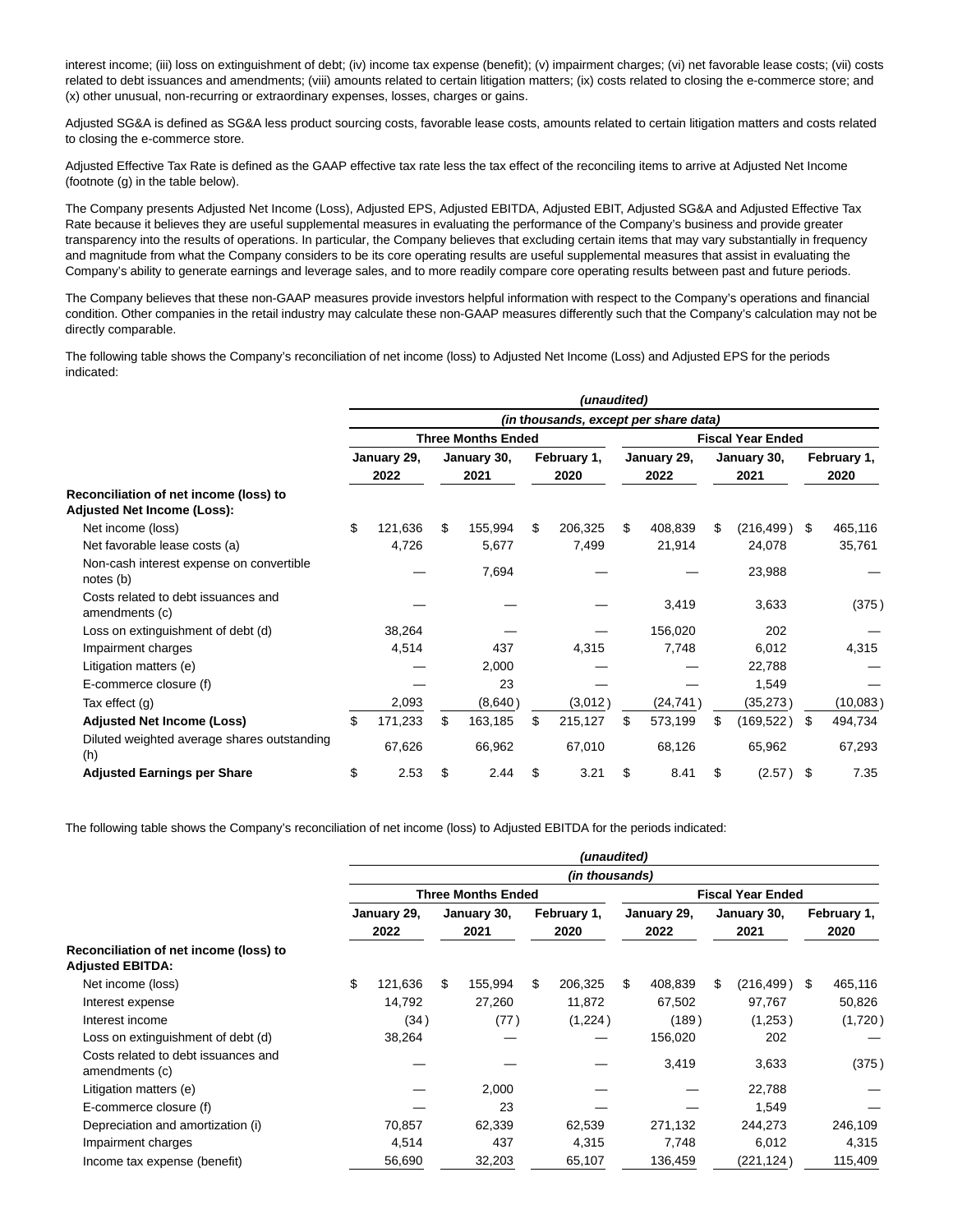interest income; (iii) loss on extinguishment of debt; (iv) income tax expense (benefit); (v) impairment charges; (vi) net favorable lease costs; (vii) costs related to debt issuances and amendments; (viii) amounts related to certain litigation matters; (ix) costs related to closing the e-commerce store; and (x) other unusual, non-recurring or extraordinary expenses, losses, charges or gains.

Adjusted SG&A is defined as SG&A less product sourcing costs, favorable lease costs, amounts related to certain litigation matters and costs related to closing the e-commerce store.

Adjusted Effective Tax Rate is defined as the GAAP effective tax rate less the tax effect of the reconciling items to arrive at Adjusted Net Income (footnote (g) in the table below).

The Company presents Adjusted Net Income (Loss), Adjusted EPS, Adjusted EBITDA, Adjusted EBIT, Adjusted SG&A and Adjusted Effective Tax Rate because it believes they are useful supplemental measures in evaluating the performance of the Company's business and provide greater transparency into the results of operations. In particular, the Company believes that excluding certain items that may vary substantially in frequency and magnitude from what the Company considers to be its core operating results are useful supplemental measures that assist in evaluating the Company's ability to generate earnings and leverage sales, and to more readily compare core operating results between past and future periods.

The Company believes that these non-GAAP measures provide investors helpful information with respect to the Company's operations and financial condition. Other companies in the retail industry may calculate these non-GAAP measures differently such that the Company's calculation may not be directly comparable.

The following table shows the Company's reconciliation of net income (loss) to Adjusted Net Income (Loss) and Adjusted EPS for the periods indicated:

| | *(unaudited)* | | | | | |
|---|---|---|---|---|---|---|
| | *(in thousands, except per share data)* | | | | | |
| | **Three Months Ended** | | | **Fiscal Year Ended** | | |
| | **January 29, 2022** | **January 30, 2021** | **February 1, 2020** | **January 29, 2022** | **January 30, 2021** | **February 1, 2020** |
| **Reconciliation of net income (loss) to Adjusted Net Income (Loss):** | | | | | | |
| Net income (loss) | $ 121,636 | $ 155,994 | $ 206,325 | $ 408,839 | $ (216,499) | $ 465,116 |
| Net favorable lease costs (a) | 4,726 | 5,677 | 7,499 | 21,914 | 24,078 | 35,761 |
| Non-cash interest expense on convertible notes (b) | — | 7,694 | — | — | 23,988 | — |
| Costs related to debt issuances and amendments (c) | — | — | — | 3,419 | 3,633 | (375) |
| Loss on extinguishment of debt (d) | 38,264 | — | — | 156,020 | 202 | — |
| Impairment charges | 4,514 | 437 | 4,315 | 7,748 | 6,012 | 4,315 |
| Litigation matters (e) | — | 2,000 | — | — | 22,788 | — |
| E-commerce closure (f) | — | 23 | — | — | 1,549 | — |
| Tax effect (g) | 2,093 | (8,640) | (3,012) | (24,741) | (35,273) | (10,083) |
| **Adjusted Net Income (Loss)** | $ 171,233 | $ 163,185 | $ 215,127 | $ 573,199 | $ (169,522) | $ 494,734 |
| Diluted weighted average shares outstanding (h) | 67,626 | 66,962 | 67,010 | 68,126 | 65,962 | 67,293 |
| **Adjusted Earnings per Share** | $ 2.53 | $ 2.44 | $ 3.21 | $ 8.41 | $ (2.57) | $ 7.35 |

The following table shows the Company's reconciliation of net income (loss) to Adjusted EBITDA for the periods indicated:

| | *(unaudited)* | | | | | |
|---|---|---|---|---|---|---|
| | *(in thousands)* | | | | | |
| | **Three Months Ended** | | | **Fiscal Year Ended** | | |
| | **January 29, 2022** | **January 30, 2021** | **February 1, 2020** | **January 29, 2022** | **January 30, 2021** | **February 1, 2020** |
| **Reconciliation of net income (loss) to Adjusted EBITDA:** | | | | | | |
| Net income (loss) | $ 121,636 | $ 155,994 | $ 206,325 | $ 408,839 | $ (216,499) | $ 465,116 |
| Interest expense | 14,792 | 27,260 | 11,872 | 67,502 | 97,767 | 50,826 |
| Interest income | (34) | (77) | (1,224) | (189) | (1,253) | (1,720) |
| Loss on extinguishment of debt (d) | 38,264 | — | — | 156,020 | 202 | — |
| Costs related to debt issuances and amendments (c) | — | — | — | 3,419 | 3,633 | (375) |
| Litigation matters (e) | — | 2,000 | — | — | 22,788 | — |
| E-commerce closure (f) | — | 23 | — | — | 1,549 | — |
| Depreciation and amortization (i) | 70,857 | 62,339 | 62,539 | 271,132 | 244,273 | 246,109 |
| Impairment charges | 4,514 | 437 | 4,315 | 7,748 | 6,012 | 4,315 |
| Income tax expense (benefit) | 56,690 | 32,203 | 65,107 | 136,459 | (221,124) | 115,409 |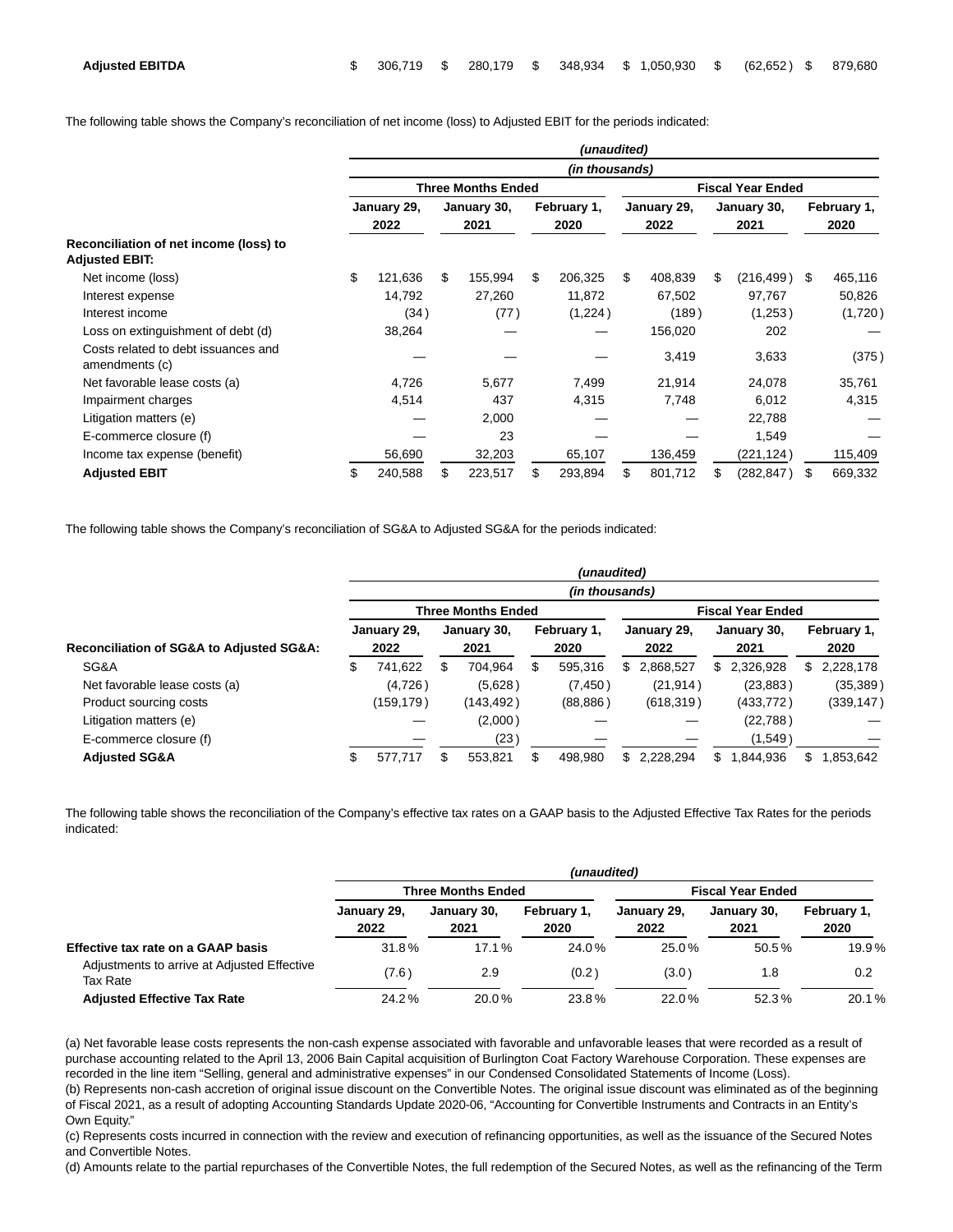| Adjusted EBITDA | $ 306,719 | $ 280,179 | $ 348,934 | $ 1,050,930 | $ (62,652) | $ 879,680 |
|---|---|---|---|---|---|---|

The following table shows the Company's reconciliation of net income (loss) to Adjusted EBIT for the periods indicated:

| | *(unaudited)* | | | | | |
|---|---|---|---|---|---|---|
| | *(in thousands)* | | | | | |
| | **Three Months Ended** | | | **Fiscal Year Ended** | | |
| | **January 29, 2022** | **January 30, 2021** | **February 1, 2020** | **January 29, 2022** | **January 30, 2021** | **February 1, 2020** |
| **Reconciliation of net income (loss) to Adjusted EBIT:** | | | | | | |
| Net income (loss) | $ 121,636 | $ 155,994 | $ 206,325 | $ 408,839 | $ (216,499) | $ 465,116 |
| Interest expense | 14,792 | 27,260 | 11,872 | 67,502 | 97,767 | 50,826 |
| Interest income | (34) | (77) | (1,224) | (189) | (1,253) | (1,720) |
| Loss on extinguishment of debt (d) | 38,264 | — | — | 156,020 | 202 | — |
| Costs related to debt issuances and amendments (c) | — | — | — | 3,419 | 3,633 | (375) |
| Net favorable lease costs (a) | 4,726 | 5,677 | 7,499 | 21,914 | 24,078 | 35,761 |
| Impairment charges | 4,514 | 437 | 4,315 | 7,748 | 6,012 | 4,315 |
| Litigation matters (e) | — | 2,000 | — | — | 22,788 | — |
| E-commerce closure (f) | — | 23 | — | — | 1,549 | — |
| Income tax expense (benefit) | 56,690 | 32,203 | 65,107 | 136,459 | (221,124) | 115,409 |
| **Adjusted EBIT** | $ 240,588 | $ 223,517 | $ 293,894 | $ 801,712 | $ (282,847) | $ 669,332 |

The following table shows the Company's reconciliation of SG&A to Adjusted SG&A for the periods indicated:

| | *(unaudited)* | | | | | |
|---|---|---|---|---|---|---|
| | *(in thousands)* | | | | | |
| | **Three Months Ended** | | | **Fiscal Year Ended** | | |
| **Reconciliation of SG&A to Adjusted SG&A:** | **January 29, 2022** | **January 30, 2021** | **February 1, 2020** | **January 29, 2022** | **January 30, 2021** | **February 1, 2020** |
| SG&A | $ 741,622 | $ 704,964 | $ 595,316 | $ 2,868,527 | $ 2,326,928 | $ 2,228,178 |
| Net favorable lease costs (a) | (4,726) | (5,628) | (7,450) | (21,914) | (23,883) | (35,389) |
| Product sourcing costs | (159,179) | (143,492) | (88,886) | (618,319) | (433,772) | (339,147) |
| Litigation matters (e) | — | (2,000) | — | — | (22,788) | — |
| E-commerce closure (f) | — | (23) | — | — | (1,549) | — |
| **Adjusted SG&A** | $ 577,717 | $ 553,821 | $ 498,980 | $ 2,228,294 | $ 1,844,936 | $ 1,853,642 |

The following table shows the reconciliation of the Company's effective tax rates on a GAAP basis to the Adjusted Effective Tax Rates for the periods indicated:

| | *(unaudited)* | | | | | |
|---|---|---|---|---|---|---|
| | **Three Months Ended** | | | **Fiscal Year Ended** | | |
| | **January 29, 2022** | **January 30, 2021** | **February 1, 2020** | **January 29, 2022** | **January 30, 2021** | **February 1, 2020** |
| **Effective tax rate on a GAAP basis** | 31.8% | 17.1% | 24.0% | 25.0% | 50.5% | 19.9% |
| Adjustments to arrive at Adjusted Effective Tax Rate | (7.6) | 2.9 | (0.2) | (3.0) | 1.8 | 0.2 |
| **Adjusted Effective Tax Rate** | 24.2% | 20.0% | 23.8% | 22.0% | 52.3% | 20.1% |

(a) Net favorable lease costs represents the non-cash expense associated with favorable and unfavorable leases that were recorded as a result of purchase accounting related to the April 13, 2006 Bain Capital acquisition of Burlington Coat Factory Warehouse Corporation. These expenses are recorded in the line item "Selling, general and administrative expenses" in our Condensed Consolidated Statements of Income (Loss).

(b) Represents non-cash accretion of original issue discount on the Convertible Notes. The original issue discount was eliminated as of the beginning of Fiscal 2021, as a result of adopting Accounting Standards Update 2020-06, "Accounting for Convertible Instruments and Contracts in an Entity's Own Equity."

(c) Represents costs incurred in connection with the review and execution of refinancing opportunities, as well as the issuance of the Secured Notes and Convertible Notes.

(d) Amounts relate to the partial repurchases of the Convertible Notes, the full redemption of the Secured Notes, as well as the refinancing of the Term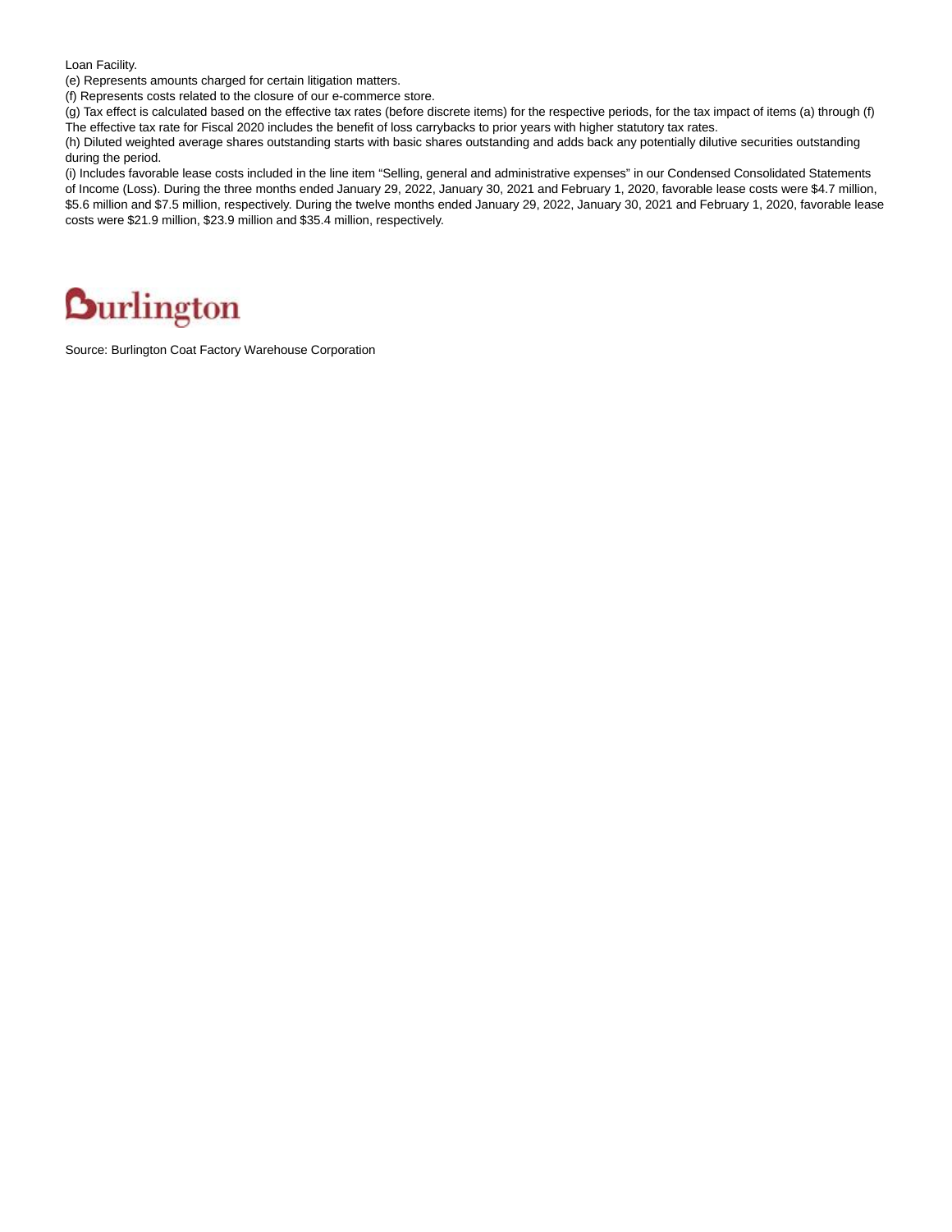Loan Facility.

(e) Represents amounts charged for certain litigation matters.

(f) Represents costs related to the closure of our e-commerce store.

(g) Tax effect is calculated based on the effective tax rates (before discrete items) for the respective periods, for the tax impact of items (a) through (f) The effective tax rate for Fiscal 2020 includes the benefit of loss carrybacks to prior years with higher statutory tax rates.

(h) Diluted weighted average shares outstanding starts with basic shares outstanding and adds back any potentially dilutive securities outstanding during the period.

(i) Includes favorable lease costs included in the line item "Selling, general and administrative expenses" in our Condensed Consolidated Statements of Income (Loss). During the three months ended January 29, 2022, January 30, 2021 and February 1, 2020, favorable lease costs were $4.7 million, $5.6 million and $7.5 million, respectively. During the twelve months ended January 29, 2022, January 30, 2021 and February 1, 2020, favorable lease costs were $21.9 million, $23.9 million and $35.4 million, respectively.

Burlington

Source: Burlington Coat Factory Warehouse Corporation